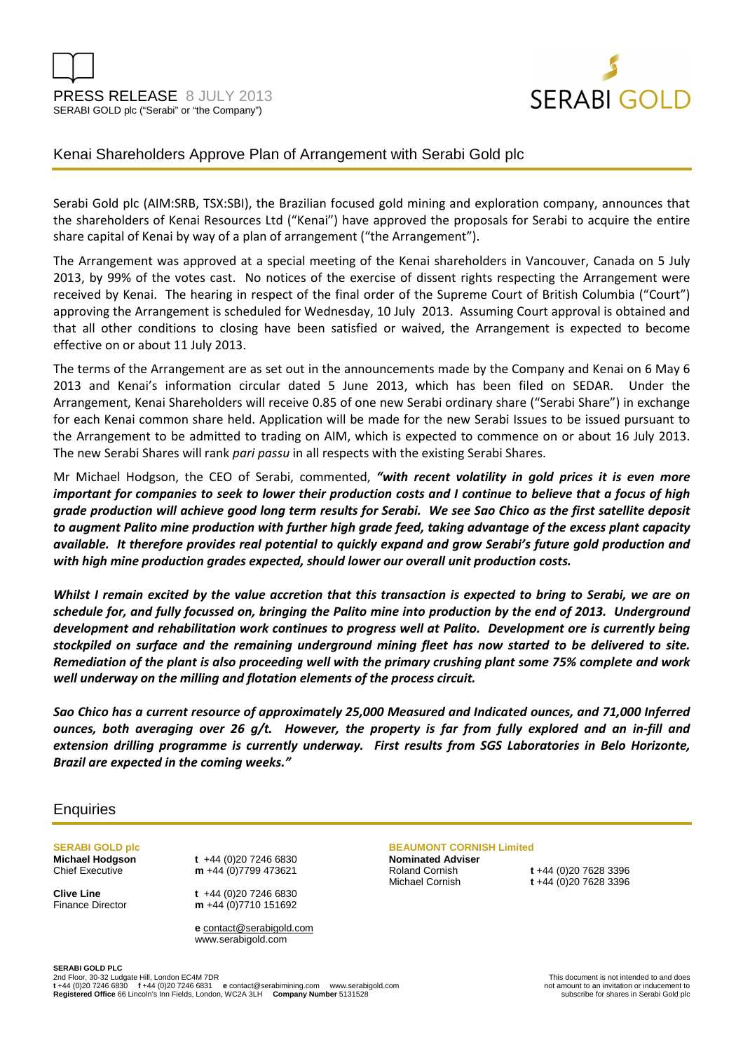PRESS RELEASE 8 JULY 2013
SERABI GOLD plc ("Serabi" or "the Company")

SERABI GOLD

# Kenai Shareholders Approve Plan of Arrangement with Serabi Gold plc

Serabi Gold plc (AIM:SRB, TSX:SBI), the Brazilian focused gold mining and exploration company, announces that the shareholders of Kenai Resources Ltd ("Kenai") have approved the proposals for Serabi to acquire the entire share capital of Kenai by way of a plan of arrangement ("the Arrangement").

The Arrangement was approved at a special meeting of the Kenai shareholders in Vancouver, Canada on 5 July 2013, by 99% of the votes cast. No notices of the exercise of dissent rights respecting the Arrangement were received by Kenai. The hearing in respect of the final order of the Supreme Court of British Columbia ("Court") approving the Arrangement is scheduled for Wednesday, 10 July 2013. Assuming Court approval is obtained and that all other conditions to closing have been satisfied or waived, the Arrangement is expected to become effective on or about 11 July 2013.

The terms of the Arrangement are as set out in the announcements made by the Company and Kenai on 6 May 6 2013 and Kenai's information circular dated 5 June 2013, which has been filed on SEDAR. Under the Arrangement, Kenai Shareholders will receive 0.85 of one new Serabi ordinary share ("Serabi Share") in exchange for each Kenai common share held. Application will be made for the new Serabi Issues to be issued pursuant to the Arrangement to be admitted to trading on AIM, which is expected to commence on or about 16 July 2013. The new Serabi Shares will rank *pari passu* in all respects with the existing Serabi Shares.

Mr Michael Hodgson, the CEO of Serabi, commented, ***"with recent volatility in gold prices it is even more important for companies to seek to lower their production costs and I continue to believe that a focus of high grade production will achieve good long term results for Serabi. We see Sao Chico as the first satellite deposit to augment Palito mine production with further high grade feed, taking advantage of the excess plant capacity available. It therefore provides real potential to quickly expand and grow Serabi's future gold production and with high mine production grades expected, should lower our overall unit production costs.***

***Whilst I remain excited by the value accretion that this transaction is expected to bring to Serabi, we are on schedule for, and fully focussed on, bringing the Palito mine into production by the end of 2013. Underground development and rehabilitation work continues to progress well at Palito. Development ore is currently being stockpiled on surface and the remaining underground mining fleet has now started to be delivered to site. Remediation of the plant is also proceeding well with the primary crushing plant some 75% complete and work well underway on the milling and flotation elements of the process circuit.***

***Sao Chico has a current resource of approximately 25,000 Measured and Indicated ounces, and 71,000 Inferred ounces, both averaging over 26 g/t. However, the property is far from fully explored and an in-fill and extension drilling programme is currently underway. First results from SGS Laboratories in Belo Horizonte, Brazil are expected in the coming weeks."***

## Enquiries

**SERABI GOLD plc**

**Michael Hodgson**
Chief Executive
**t** +44 (0)20 7246 6830
**m** +44 (0)7799 473621

**Clive Line**
Finance Director
**t** +44 (0)20 7246 6830
**m** +44 (0)7710 151692

**e** contact@serabigold.com
www.serabigold.com

**BEAUMONT CORNISH Limited**

**Nominated Adviser**
Roland Cornish **t** +44 (0)20 7628 3396
Michael Cornish **t** +44 (0)20 7628 3396

**SERABI GOLD PLC**
2nd Floor, 30-32 Ludgate Hill, London EC4M 7DR
**t** +44 (0)20 7246 6830 **f** +44 (0)20 7246 6831 **e** contact@serabimining.com www.serabigold.com
**Registered Office** 66 Lincoln's Inn Fields, London, WC2A 3LH **Company Number** 5131528

This document is not intended to and does not amount to an invitation or inducement to subscribe for shares in Serabi Gold plc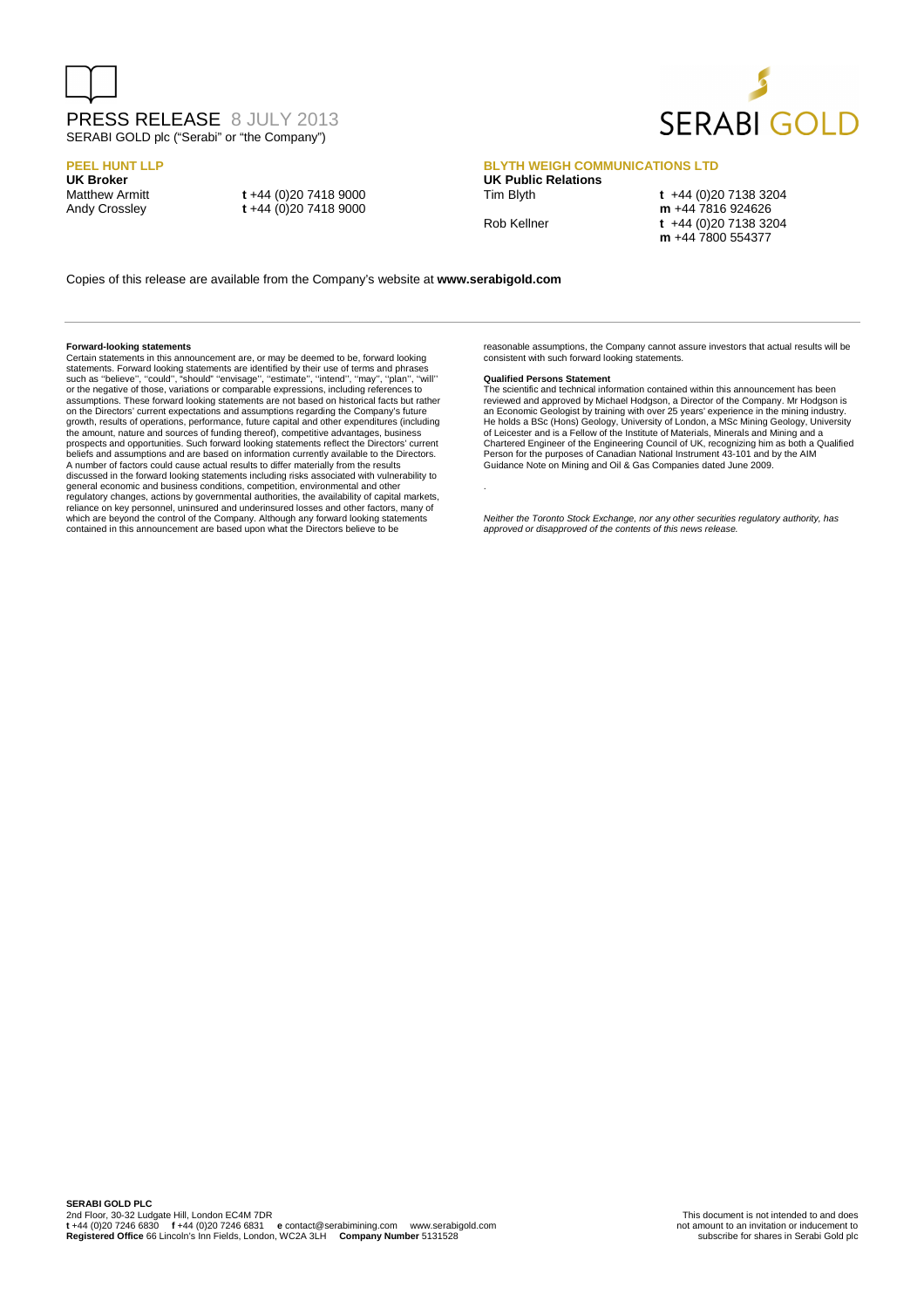# PRESS RELEASE 8 JULY 2013

SERABI GOLD plc ("Serabi" or "the Company")

**PEEL HUNT LLP**
**UK Broker**
Matthew Armitt **t** +44 (0)20 7418 9000
Andy Crossley **t** +44 (0)20 7418 9000

**BLYTH WEIGH COMMUNICATIONS LTD**
**UK Public Relations**
Tim Blyth **t** +44 (0)20 7138 3204
**m** +44 7816 924626
Rob Kellner **t** +44 (0)20 7138 3204
**m** +44 7800 554377

Copies of this release are available from the Company's website at **www.serabigold.com**

**Forward-looking statements**

Certain statements in this announcement are, or may be deemed to be, forward looking statements. Forward looking statements are identified by their use of terms and phrases such as ''believe'', ''could'', "should" ''envisage'', ''estimate'', ''intend'', ''may'', ''plan'', ''will'' or the negative of those, variations or comparable expressions, including references to assumptions. These forward looking statements are not based on historical facts but rather on the Directors' current expectations and assumptions regarding the Company's future growth, results of operations, performance, future capital and other expenditures (including the amount, nature and sources of funding thereof), competitive advantages, business prospects and opportunities. Such forward looking statements reflect the Directors' current beliefs and assumptions and are based on information currently available to the Directors. A number of factors could cause actual results to differ materially from the results discussed in the forward looking statements including risks associated with vulnerability to general economic and business conditions, competition, environmental and other regulatory changes, actions by governmental authorities, the availability of capital markets, reliance on key personnel, uninsured and underinsured losses and other factors, many of which are beyond the control of the Company. Although any forward looking statements contained in this announcement are based upon what the Directors believe to be reasonable assumptions, the Company cannot assure investors that actual results will be consistent with such forward looking statements.

**Qualified Persons Statement**

The scientific and technical information contained within this announcement has been reviewed and approved by Michael Hodgson, a Director of the Company. Mr Hodgson is an Economic Geologist by training with over 25 years' experience in the mining industry. He holds a BSc (Hons) Geology, University of London, a MSc Mining Geology, University of Leicester and is a Fellow of the Institute of Materials, Minerals and Mining and a Chartered Engineer of the Engineering Council of UK, recognizing him as both a Qualified Person for the purposes of Canadian National Instrument 43-101 and by the AIM Guidance Note on Mining and Oil & Gas Companies dated June 2009.

*Neither the Toronto Stock Exchange, nor any other securities regulatory authority, has approved or disapproved of the contents of this news release.*

**SERABI GOLD PLC**
2nd Floor, 30-32 Ludgate Hill, London EC4M 7DR
**t** +44 (0)20 7246 6830 **f** +44 (0)20 7246 6831 **e** contact@serabimining.com www.serabigold.com
**Registered Office** 66 Lincoln's Inn Fields, London, WC2A 3LH **Company Number** 5131528

This document is not intended to and does not amount to an invitation or inducement to subscribe for shares in Serabi Gold plc